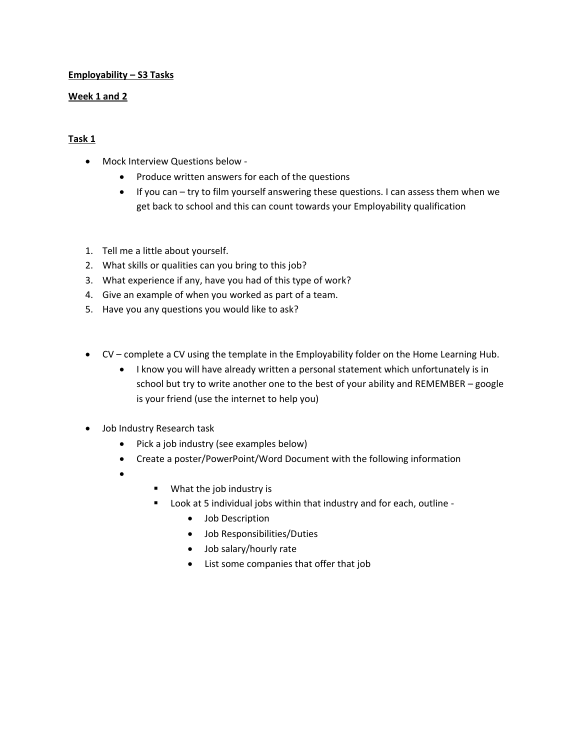**Employability – S3 Tasks**

**Week 1 and 2**

**Task 1**

- Mock Interview Questions below -
    - Produce written answers for each of the questions
    - If you can – try to film yourself answering these questions. I can assess them when we get back to school and this can count towards your Employability qualification

1. Tell me a little about yourself.
2. What skills or qualities can you bring to this job?
3. What experience if any, have you had of this type of work?
4. Give an example of when you worked as part of a team.
5. Have you any questions you would like to ask?

- CV – complete a CV using the template in the Employability folder on the Home Learning Hub.
    - I know you will have already written a personal statement which unfortunately is in school but try to write another one to the best of your ability and REMEMBER – google is your friend (use the internet to help you)

- Job Industry Research task
    - Pick a job industry (see examples below)
    - Create a poster/PowerPoint/Word Document with the following information
    - 
        - What the job industry is
        - Look at 5 individual jobs within that industry and for each, outline -
            - Job Description
            - Job Responsibilities/Duties
            - Job salary/hourly rate
            - List some companies that offer that job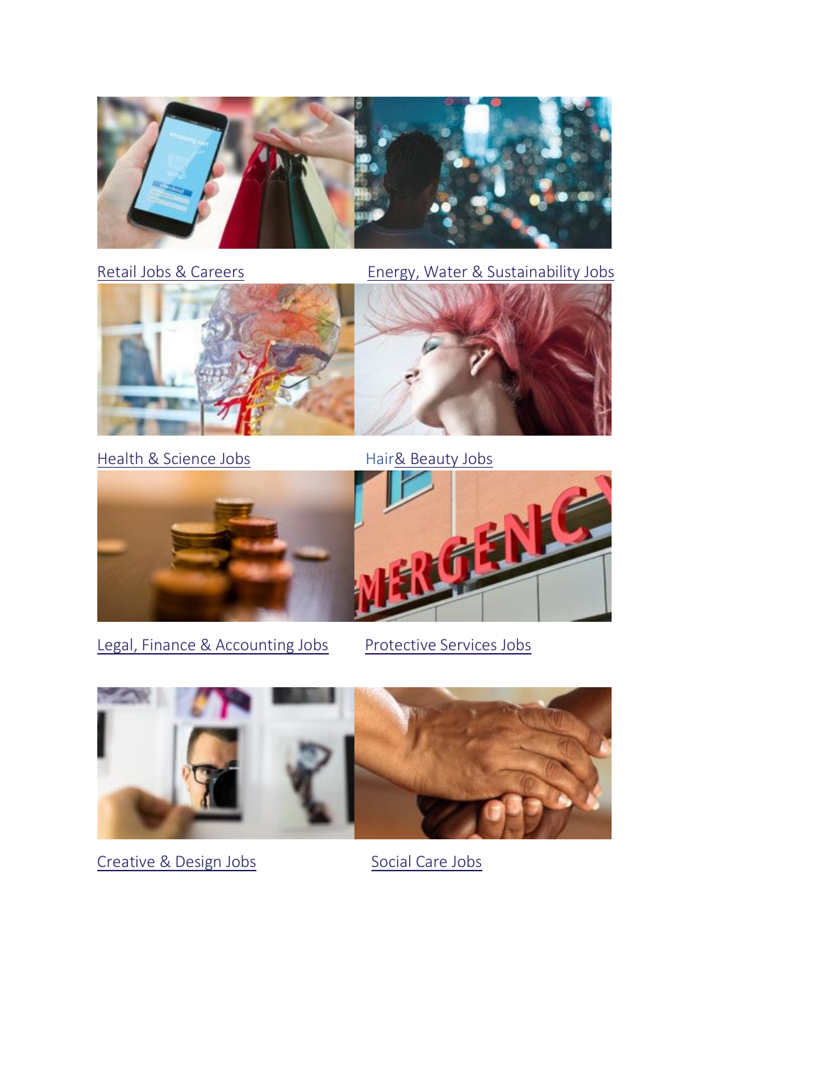Retail Jobs & Careers

Energy, Water & Sustainability Jobs

Health & Science Jobs

Hair& Beauty Jobs

Legal, Finance & Accounting Jobs

Protective Services Jobs

Creative & Design Jobs

Social Care Jobs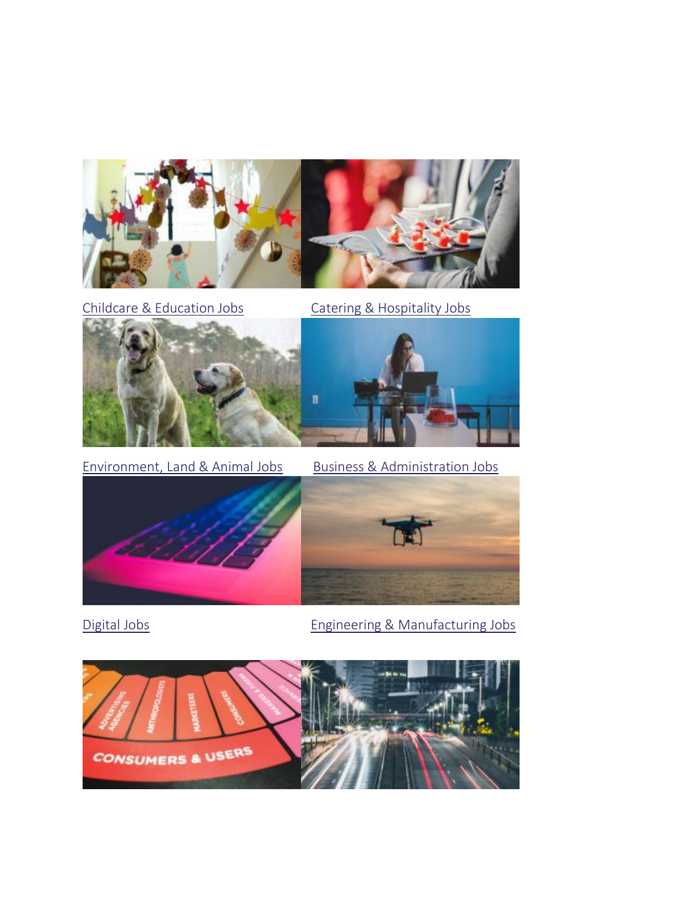Childcare & Education Jobs

Catering & Hospitality Jobs

Environment, Land & Animal Jobs

Business & Administration Jobs

Digital Jobs

Engineering & Manufacturing Jobs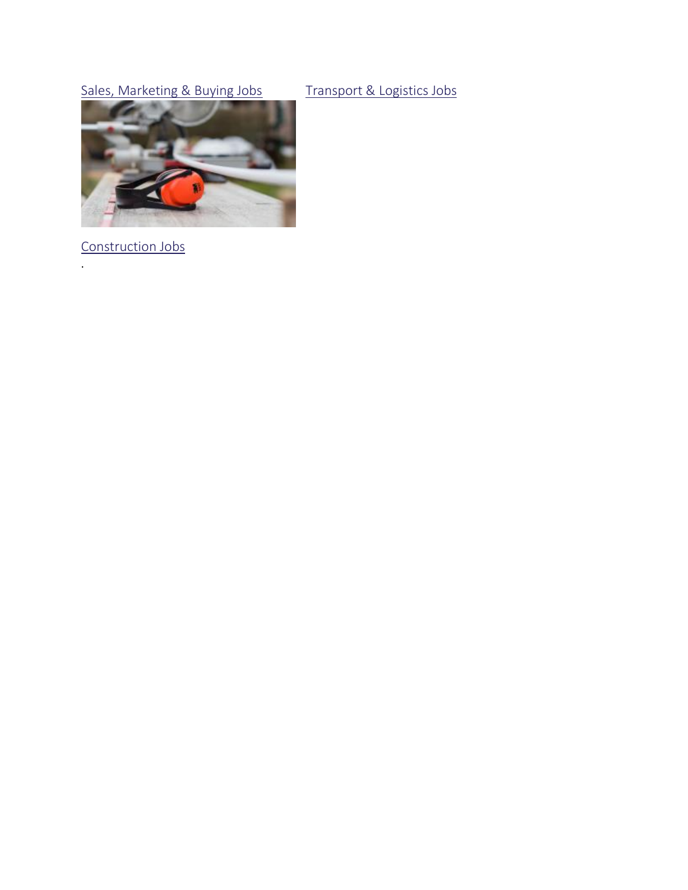Sales, Marketing & Buying Jobs

Transport & Logistics Jobs

Construction Jobs

.